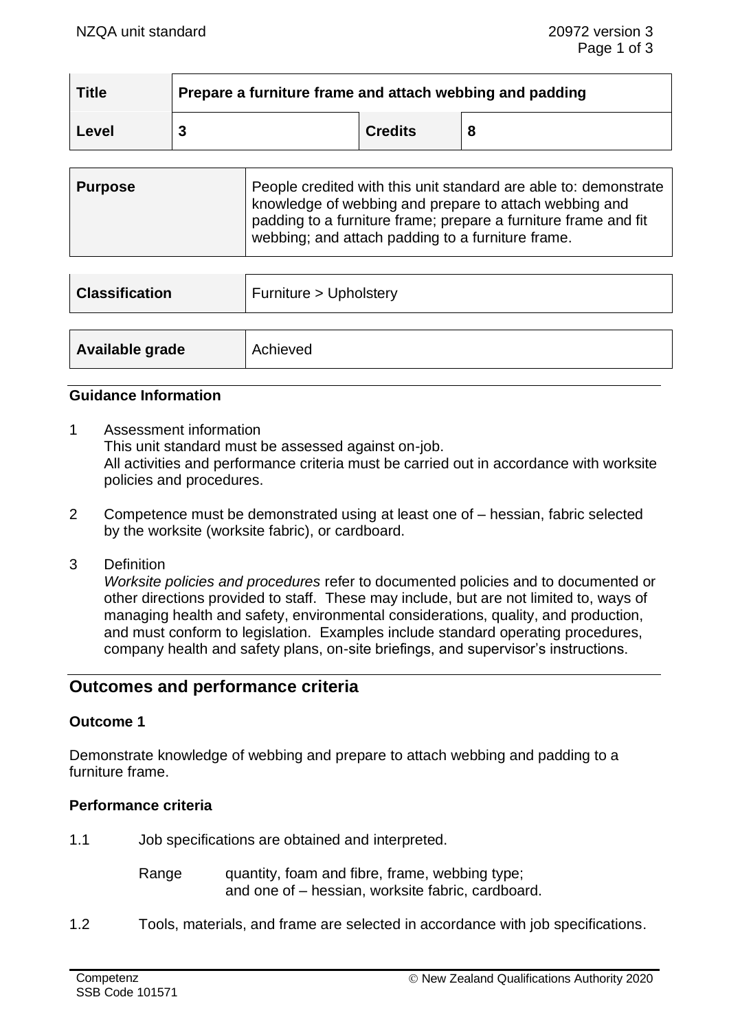| Title | Prepare a furniture frame and attach webbing and padding | | |
|---|---|---|---|
| Level | 3 | Credits | 8 |

| Purpose | People credited with this unit standard are able to: demonstrate knowledge of webbing and prepare to attach webbing and padding to a furniture frame; prepare a furniture frame and fit webbing; and attach padding to a furniture frame. |
|---|---|

| Classification | Furniture > Upholstery |
|---|---|

| Available grade | Achieved |
|---|---|

### Guidance Information

1 Assessment information
This unit standard must be assessed against on-job.
All activities and performance criteria must be carried out in accordance with worksite policies and procedures.

2 Competence must be demonstrated using at least one of – hessian, fabric selected by the worksite (worksite fabric), or cardboard.

3 Definition
*Worksite policies and procedures* refer to documented policies and to documented or other directions provided to staff. These may include, but are not limited to, ways of managing health and safety, environmental considerations, quality, and production, and must conform to legislation. Examples include standard operating procedures, company health and safety plans, on-site briefings, and supervisor's instructions.

## Outcomes and performance criteria

### Outcome 1

Demonstrate knowledge of webbing and prepare to attach webbing and padding to a furniture frame.

### Performance criteria

1.1 Job specifications are obtained and interpreted.

Range quantity, foam and fibre, frame, webbing type;
and one of – hessian, worksite fabric, cardboard.

1.2 Tools, materials, and frame are selected in accordance with job specifications.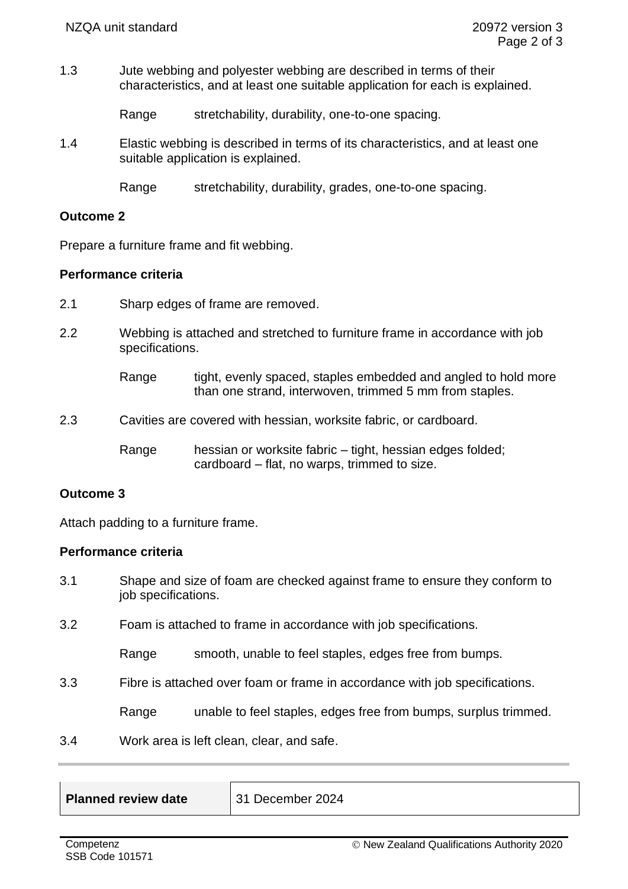1.3 Jute webbing and polyester webbing are described in terms of their characteristics, and at least one suitable application for each is explained.

Range stretchability, durability, one-to-one spacing.

1.4 Elastic webbing is described in terms of its characteristics, and at least one suitable application is explained.

Range stretchability, durability, grades, one-to-one spacing.

**Outcome 2**

Prepare a furniture frame and fit webbing.

**Performance criteria**

2.1 Sharp edges of frame are removed.

2.2 Webbing is attached and stretched to furniture frame in accordance with job specifications.

Range tight, evenly spaced, staples embedded and angled to hold more than one strand, interwoven, trimmed 5 mm from staples.

2.3 Cavities are covered with hessian, worksite fabric, or cardboard.

Range hessian or worksite fabric – tight, hessian edges folded; cardboard – flat, no warps, trimmed to size.

**Outcome 3**

Attach padding to a furniture frame.

**Performance criteria**

3.1 Shape and size of foam are checked against frame to ensure they conform to job specifications.

3.2 Foam is attached to frame in accordance with job specifications.

Range smooth, unable to feel staples, edges free from bumps.

3.3 Fibre is attached over foam or frame in accordance with job specifications.

Range unable to feel staples, edges free from bumps, surplus trimmed.

3.4 Work area is left clean, clear, and safe.

| **Planned review date** | 31 December 2024 |
|---|---|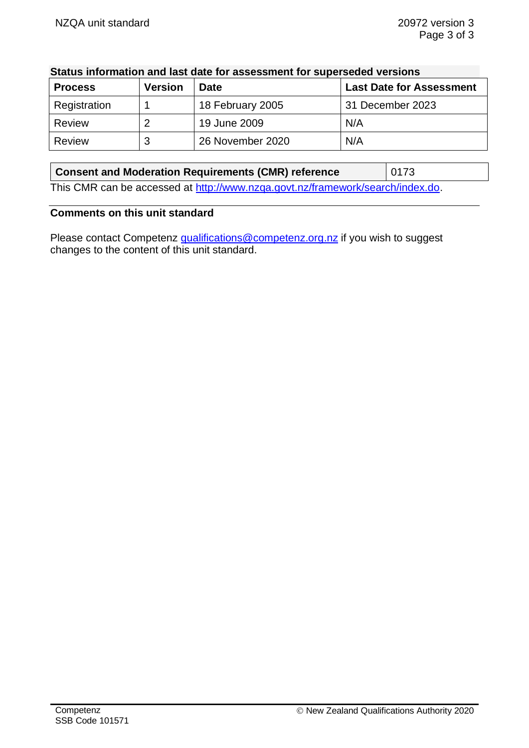**Status information and last date for assessment for superseded versions**

| Process | Version | Date | Last Date for Assessment |
|---|---|---|---|
| Registration | 1 | 18 February 2005 | 31 December 2023 |
| Review | 2 | 19 June 2009 | N/A |
| Review | 3 | 26 November 2020 | N/A |

| Consent and Moderation Requirements (CMR) reference | 0173 |
|---|---|

This CMR can be accessed at http://www.nzqa.govt.nz/framework/search/index.do.

**Comments on this unit standard**

Please contact Competenz qualifications@competenz.org.nz if you wish to suggest changes to the content of this unit standard.